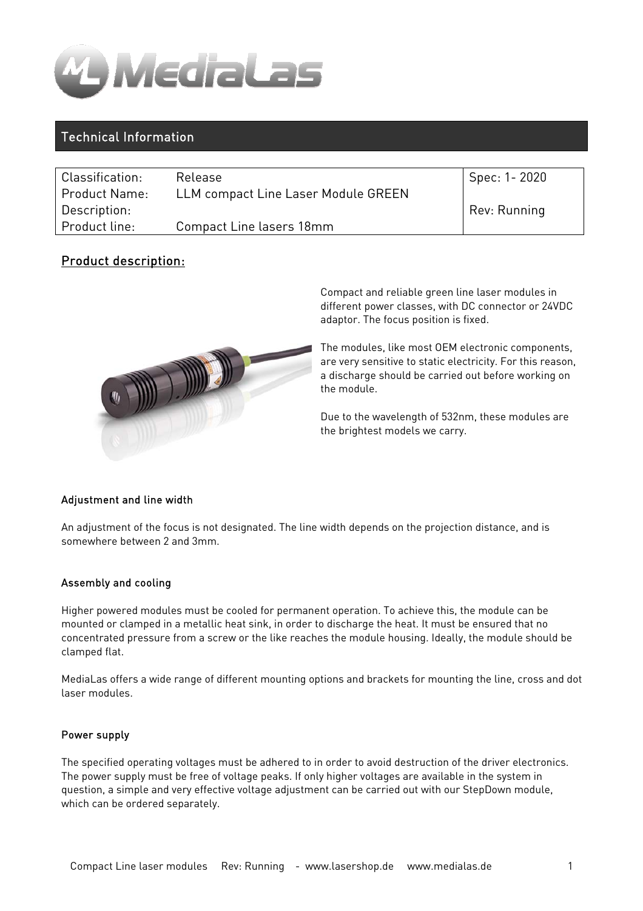## Technical Information

| | | |
|---|---|---|
| Classification: | Release | Spec: 1- 2020 |
| Product Name: | LLM compact Line Laser Module GREEN | |
| Description: | | Rev: Running |
| Product line: | Compact Line lasers 18mm | |

## Product description:

Compact and reliable green line laser modules in different power classes, with DC connector or 24VDC adaptor. The focus position is fixed.

The modules, like most OEM electronic components, are very sensitive to static electricity. For this reason, a discharge should be carried out before working on the module.

Due to the wavelength of 532nm, these modules are the brightest models we carry.

### Adjustment and line width

An adjustment of the focus is not designated. The line width depends on the projection distance, and is somewhere between 2 and 3mm.

### Assembly and cooling

Higher powered modules must be cooled for permanent operation. To achieve this, the module can be mounted or clamped in a metallic heat sink, in order to discharge the heat. It must be ensured that no concentrated pressure from a screw or the like reaches the module housing. Ideally, the module should be clamped flat.

MediaLas offers a wide range of different mounting options and brackets for mounting the line, cross and dot laser modules.

### Power supply

The specified operating voltages must be adhered to in order to avoid destruction of the driver electronics. The power supply must be free of voltage peaks. If only higher voltages are available in the system in question, a simple and very effective voltage adjustment can be carried out with our StepDown module, which can be ordered separately.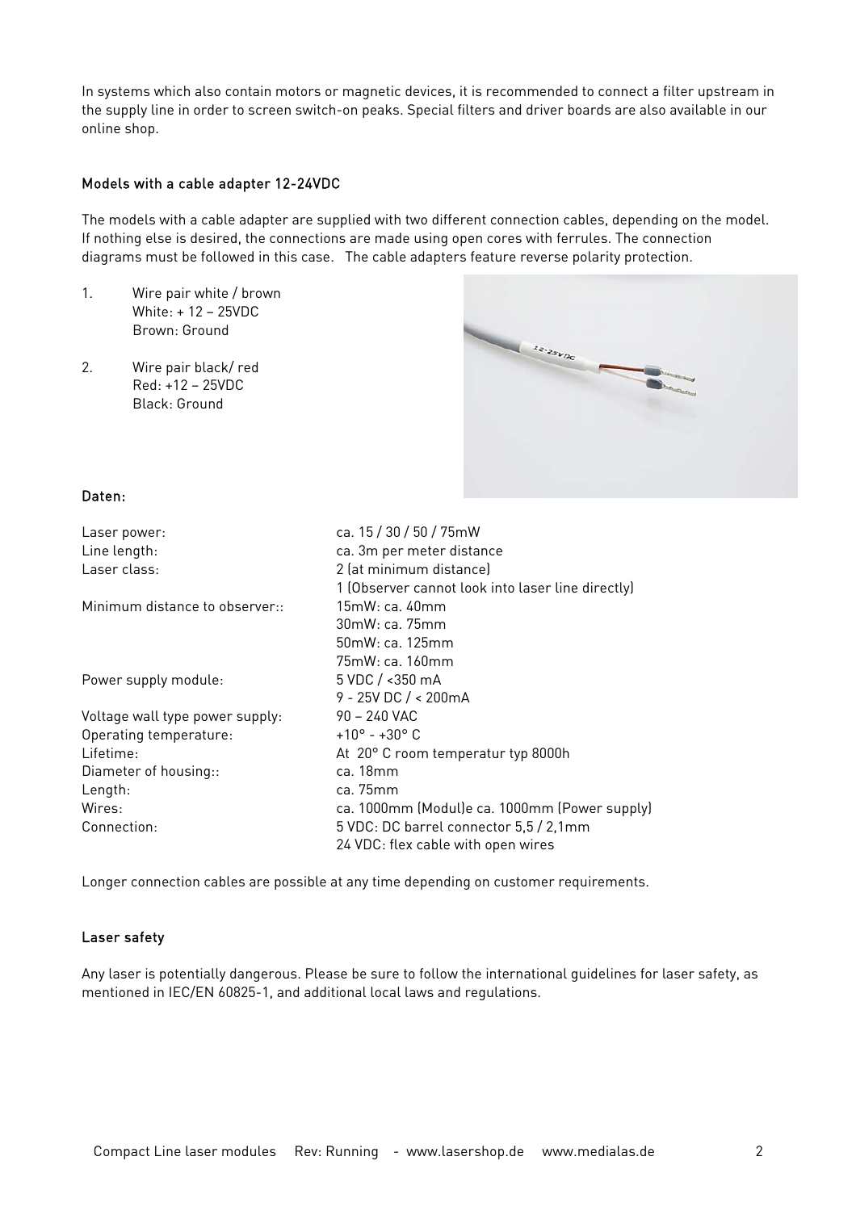In systems which also contain motors or magnetic devices, it is recommended to connect a filter upstream in the supply line in order to screen switch-on peaks. Special filters and driver boards are also available in our online shop.

### Models with a cable adapter 12-24VDC

The models with a cable adapter are supplied with two different connection cables, depending on the model. If nothing else is desired, the connections are made using open cores with ferrules. The connection diagrams must be followed in this case. The cable adapters feature reverse polarity protection.

1. Wire pair white / brown
   White: + 12 – 25VDC
   Brown: Ground

2. Wire pair black/ red
   Red: +12 – 25VDC
   Black: Ground

### Daten:

| | |
|---|---|
| Laser power: | ca. 15 / 30 / 50 / 75mW |
| Line length: | ca. 3m per meter distance |
| Laser class: | 2 (at minimum distance)<br>1 (Observer cannot look into laser line directly) |
| Minimum distance to observer:: | 15mW: ca. 40mm<br>30mW: ca. 75mm<br>50mW: ca. 125mm<br>75mW: ca. 160mm |
| Power supply module: | 5 VDC / <350 mA<br>9 - 25V DC / < 200mA |
| Voltage wall type power supply: | 90 – 240 VAC |
| Operating temperature: | +10° - +30° C |
| Lifetime: | At 20° C room temperatur typ 8000h |
| Diameter of housing:: | ca. 18mm |
| Length: | ca. 75mm |
| Wires: | ca. 1000mm (Modul)e ca. 1000mm (Power supply) |
| Connection: | 5 VDC: DC barrel connector 5,5 / 2,1mm<br>24 VDC: flex cable with open wires |

Longer connection cables are possible at any time depending on customer requirements.

### Laser safety

Any laser is potentially dangerous. Please be sure to follow the international guidelines for laser safety, as mentioned in IEC/EN 60825-1, and additional local laws and regulations.